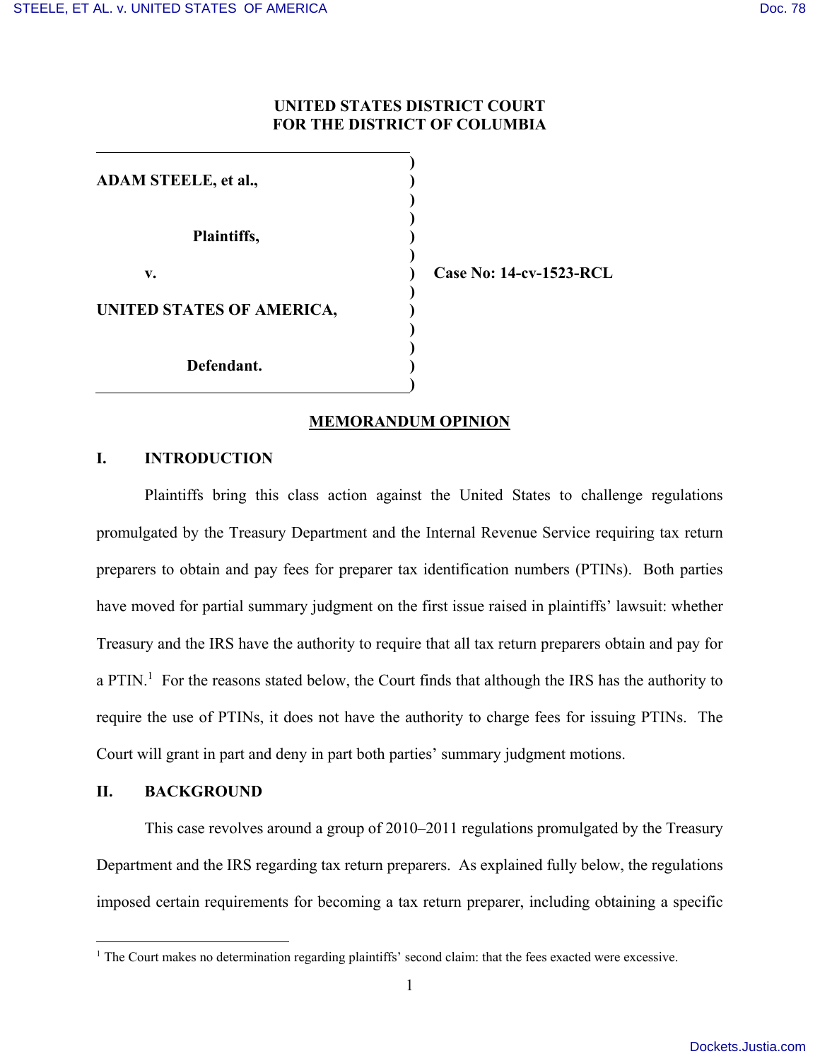UNITED STATES DISTRICT COURT
FOR THE DISTRICT OF COLUMBIA

| | |
|---|---|
| **ADAM STEELE, et al.,**<br><br>**Plaintiffs,**<br><br>**v.**<br><br>**UNITED STATES OF AMERICA,**<br><br>**Defendant.** | **Case No: 14-cv-1523-RCL** |

## MEMORANDUM OPINION

### I. INTRODUCTION

Plaintiffs bring this class action against the United States to challenge regulations promulgated by the Treasury Department and the Internal Revenue Service requiring tax return preparers to obtain and pay fees for preparer tax identification numbers (PTINs). Both parties have moved for partial summary judgment on the first issue raised in plaintiffs' lawsuit: whether Treasury and the IRS have the authority to require that all tax return preparers obtain and pay for a PTIN.[1] For the reasons stated below, the Court finds that although the IRS has the authority to require the use of PTINs, it does not have the authority to charge fees for issuing PTINs. The Court will grant in part and deny in part both parties' summary judgment motions.

### II. BACKGROUND

This case revolves around a group of 2010–2011 regulations promulgated by the Treasury Department and the IRS regarding tax return preparers. As explained fully below, the regulations imposed certain requirements for becoming a tax return preparer, including obtaining a specific

[1] The Court makes no determination regarding plaintiffs' second claim: that the fees exacted were excessive.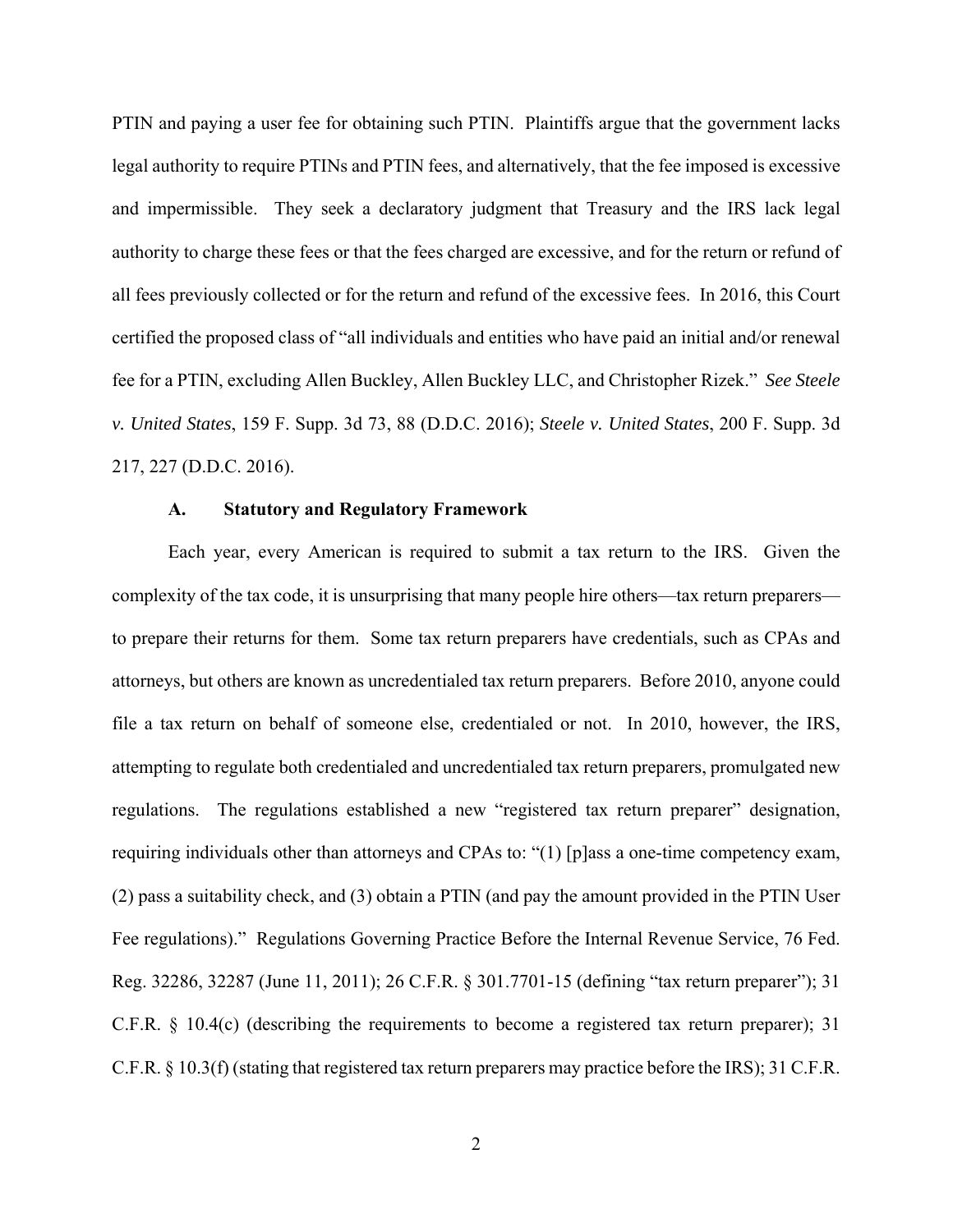PTIN and paying a user fee for obtaining such PTIN. Plaintiffs argue that the government lacks legal authority to require PTINs and PTIN fees, and alternatively, that the fee imposed is excessive and impermissible. They seek a declaratory judgment that Treasury and the IRS lack legal authority to charge these fees or that the fees charged are excessive, and for the return or refund of all fees previously collected or for the return and refund of the excessive fees. In 2016, this Court certified the proposed class of "all individuals and entities who have paid an initial and/or renewal fee for a PTIN, excluding Allen Buckley, Allen Buckley LLC, and Christopher Rizek." *See Steele v. United States*, 159 F. Supp. 3d 73, 88 (D.D.C. 2016); *Steele v. United States*, 200 F. Supp. 3d 217, 227 (D.D.C. 2016).

### A. Statutory and Regulatory Framework

Each year, every American is required to submit a tax return to the IRS. Given the complexity of the tax code, it is unsurprising that many people hire others—tax return preparers—to prepare their returns for them. Some tax return preparers have credentials, such as CPAs and attorneys, but others are known as uncredentialed tax return preparers. Before 2010, anyone could file a tax return on behalf of someone else, credentialed or not. In 2010, however, the IRS, attempting to regulate both credentialed and uncredentialed tax return preparers, promulgated new regulations. The regulations established a new "registered tax return preparer" designation, requiring individuals other than attorneys and CPAs to: "(1) [p]ass a one-time competency exam, (2) pass a suitability check, and (3) obtain a PTIN (and pay the amount provided in the PTIN User Fee regulations)." Regulations Governing Practice Before the Internal Revenue Service, 76 Fed. Reg. 32286, 32287 (June 11, 2011); 26 C.F.R. § 301.7701-15 (defining "tax return preparer"); 31 C.F.R. § 10.4(c) (describing the requirements to become a registered tax return preparer); 31 C.F.R. § 10.3(f) (stating that registered tax return preparers may practice before the IRS); 31 C.F.R.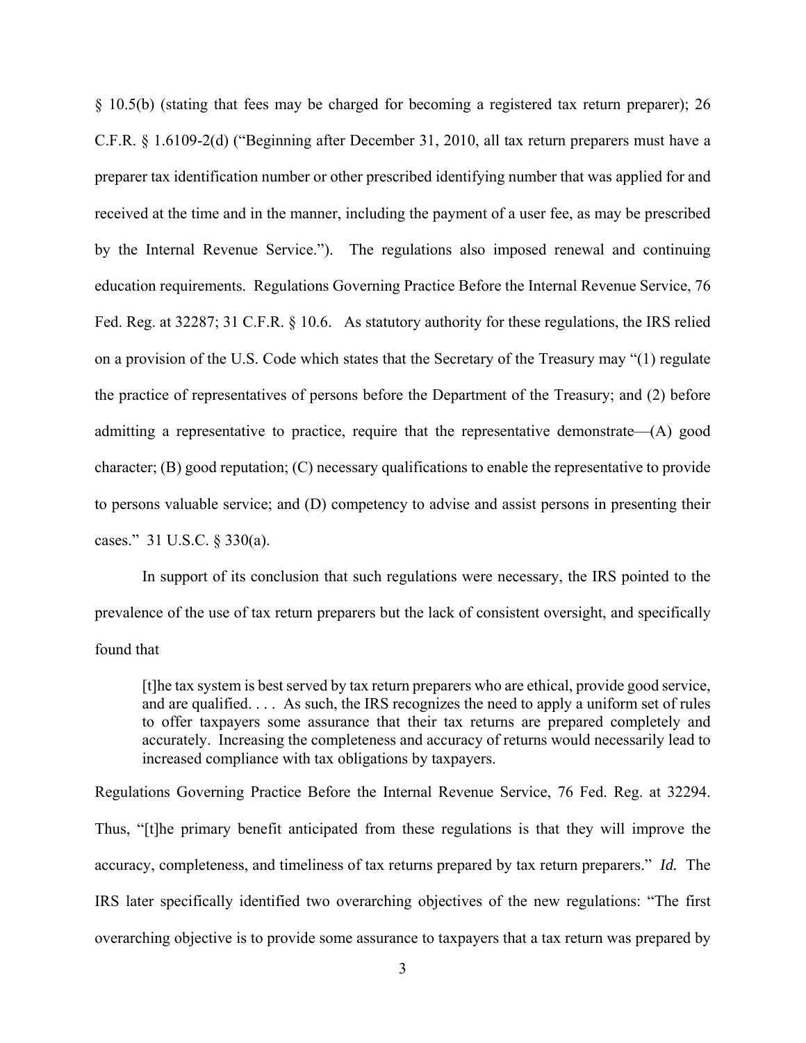§ 10.5(b) (stating that fees may be charged for becoming a registered tax return preparer); 26 C.F.R. § 1.6109-2(d) ("Beginning after December 31, 2010, all tax return preparers must have a preparer tax identification number or other prescribed identifying number that was applied for and received at the time and in the manner, including the payment of a user fee, as may be prescribed by the Internal Revenue Service."). The regulations also imposed renewal and continuing education requirements. Regulations Governing Practice Before the Internal Revenue Service, 76 Fed. Reg. at 32287; 31 C.F.R. § 10.6. As statutory authority for these regulations, the IRS relied on a provision of the U.S. Code which states that the Secretary of the Treasury may "(1) regulate the practice of representatives of persons before the Department of the Treasury; and (2) before admitting a representative to practice, require that the representative demonstrate—(A) good character; (B) good reputation; (C) necessary qualifications to enable the representative to provide to persons valuable service; and (D) competency to advise and assist persons in presenting their cases." 31 U.S.C. § 330(a).

In support of its conclusion that such regulations were necessary, the IRS pointed to the prevalence of the use of tax return preparers but the lack of consistent oversight, and specifically found that

> [t]he tax system is best served by tax return preparers who are ethical, provide good service, and are qualified. . . . As such, the IRS recognizes the need to apply a uniform set of rules to offer taxpayers some assurance that their tax returns are prepared completely and accurately. Increasing the completeness and accuracy of returns would necessarily lead to increased compliance with tax obligations by taxpayers.

Regulations Governing Practice Before the Internal Revenue Service, 76 Fed. Reg. at 32294. Thus, "[t]he primary benefit anticipated from these regulations is that they will improve the accuracy, completeness, and timeliness of tax returns prepared by tax return preparers." *Id.* The IRS later specifically identified two overarching objectives of the new regulations: "The first overarching objective is to provide some assurance to taxpayers that a tax return was prepared by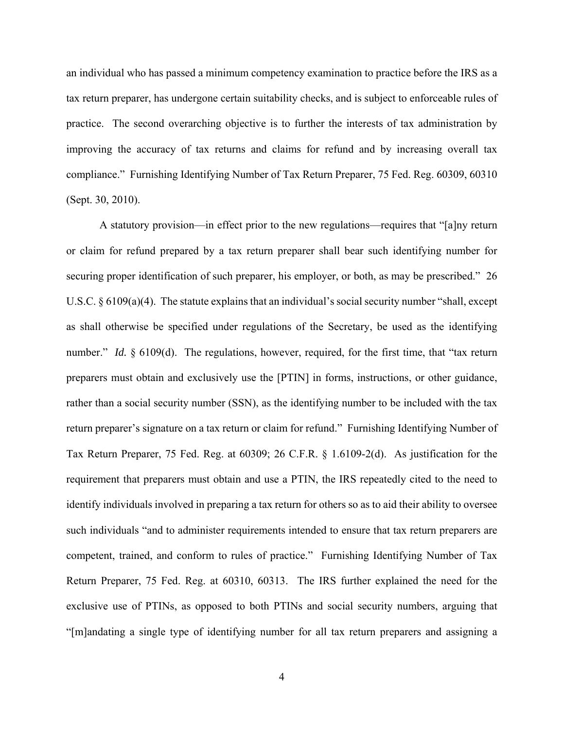an individual who has passed a minimum competency examination to practice before the IRS as a tax return preparer, has undergone certain suitability checks, and is subject to enforceable rules of practice. The second overarching objective is to further the interests of tax administration by improving the accuracy of tax returns and claims for refund and by increasing overall tax compliance." Furnishing Identifying Number of Tax Return Preparer, 75 Fed. Reg. 60309, 60310 (Sept. 30, 2010).

A statutory provision—in effect prior to the new regulations—requires that "[a]ny return or claim for refund prepared by a tax return preparer shall bear such identifying number for securing proper identification of such preparer, his employer, or both, as may be prescribed." 26 U.S.C. § 6109(a)(4). The statute explains that an individual's social security number "shall, except as shall otherwise be specified under regulations of the Secretary, be used as the identifying number." *Id.* § 6109(d). The regulations, however, required, for the first time, that "tax return preparers must obtain and exclusively use the [PTIN] in forms, instructions, or other guidance, rather than a social security number (SSN), as the identifying number to be included with the tax return preparer's signature on a tax return or claim for refund." Furnishing Identifying Number of Tax Return Preparer, 75 Fed. Reg. at 60309; 26 C.F.R. § 1.6109-2(d). As justification for the requirement that preparers must obtain and use a PTIN, the IRS repeatedly cited to the need to identify individuals involved in preparing a tax return for others so as to aid their ability to oversee such individuals "and to administer requirements intended to ensure that tax return preparers are competent, trained, and conform to rules of practice." Furnishing Identifying Number of Tax Return Preparer, 75 Fed. Reg. at 60310, 60313. The IRS further explained the need for the exclusive use of PTINs, as opposed to both PTINs and social security numbers, arguing that "[m]andating a single type of identifying number for all tax return preparers and assigning a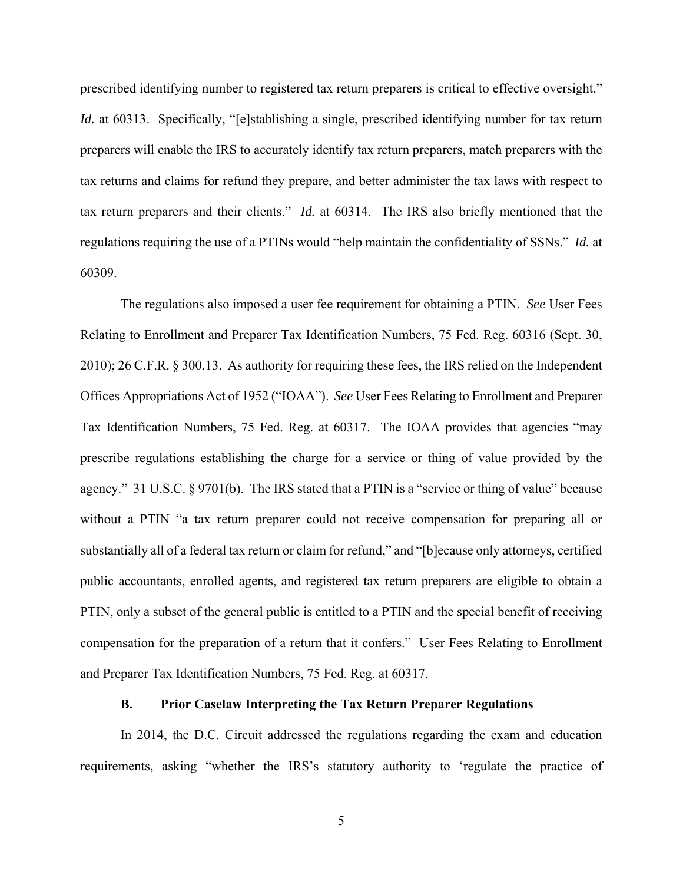prescribed identifying number to registered tax return preparers is critical to effective oversight." *Id.* at 60313. Specifically, "[e]stablishing a single, prescribed identifying number for tax return preparers will enable the IRS to accurately identify tax return preparers, match preparers with the tax returns and claims for refund they prepare, and better administer the tax laws with respect to tax return preparers and their clients." *Id.* at 60314. The IRS also briefly mentioned that the regulations requiring the use of a PTINs would "help maintain the confidentiality of SSNs." *Id.* at 60309.

The regulations also imposed a user fee requirement for obtaining a PTIN. *See* User Fees Relating to Enrollment and Preparer Tax Identification Numbers, 75 Fed. Reg. 60316 (Sept. 30, 2010); 26 C.F.R. § 300.13. As authority for requiring these fees, the IRS relied on the Independent Offices Appropriations Act of 1952 ("IOAA"). *See* User Fees Relating to Enrollment and Preparer Tax Identification Numbers, 75 Fed. Reg. at 60317. The IOAA provides that agencies "may prescribe regulations establishing the charge for a service or thing of value provided by the agency." 31 U.S.C. § 9701(b). The IRS stated that a PTIN is a "service or thing of value" because without a PTIN "a tax return preparer could not receive compensation for preparing all or substantially all of a federal tax return or claim for refund," and "[b]ecause only attorneys, certified public accountants, enrolled agents, and registered tax return preparers are eligible to obtain a PTIN, only a subset of the general public is entitled to a PTIN and the special benefit of receiving compensation for the preparation of a return that it confers." User Fees Relating to Enrollment and Preparer Tax Identification Numbers, 75 Fed. Reg. at 60317.

### B. Prior Caselaw Interpreting the Tax Return Preparer Regulations

In 2014, the D.C. Circuit addressed the regulations regarding the exam and education requirements, asking "whether the IRS's statutory authority to 'regulate the practice of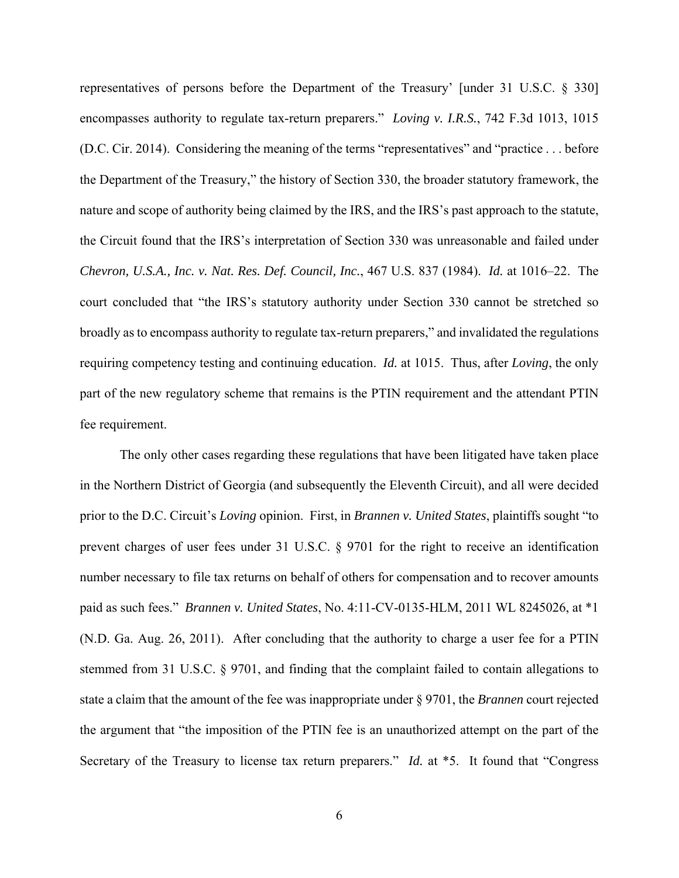representatives of persons before the Department of the Treasury' [under 31 U.S.C. § 330] encompasses authority to regulate tax-return preparers." *Loving v. I.R.S.*, 742 F.3d 1013, 1015 (D.C. Cir. 2014). Considering the meaning of the terms "representatives" and "practice . . . before the Department of the Treasury," the history of Section 330, the broader statutory framework, the nature and scope of authority being claimed by the IRS, and the IRS's past approach to the statute, the Circuit found that the IRS's interpretation of Section 330 was unreasonable and failed under *Chevron, U.S.A., Inc. v. Nat. Res. Def. Council, Inc.*, 467 U.S. 837 (1984). *Id.* at 1016–22. The court concluded that "the IRS's statutory authority under Section 330 cannot be stretched so broadly as to encompass authority to regulate tax-return preparers," and invalidated the regulations requiring competency testing and continuing education. *Id.* at 1015. Thus, after *Loving*, the only part of the new regulatory scheme that remains is the PTIN requirement and the attendant PTIN fee requirement.

The only other cases regarding these regulations that have been litigated have taken place in the Northern District of Georgia (and subsequently the Eleventh Circuit), and all were decided prior to the D.C. Circuit's *Loving* opinion. First, in *Brannen v. United States*, plaintiffs sought "to prevent charges of user fees under 31 U.S.C. § 9701 for the right to receive an identification number necessary to file tax returns on behalf of others for compensation and to recover amounts paid as such fees." *Brannen v. United States*, No. 4:11-CV-0135-HLM, 2011 WL 8245026, at *1 (N.D. Ga. Aug. 26, 2011). After concluding that the authority to charge a user fee for a PTIN stemmed from 31 U.S.C. § 9701, and finding that the complaint failed to contain allegations to state a claim that the amount of the fee was inappropriate under § 9701, the *Brannen* court rejected the argument that "the imposition of the PTIN fee is an unauthorized attempt on the part of the Secretary of the Treasury to license tax return preparers." *Id.* at *5. It found that "Congress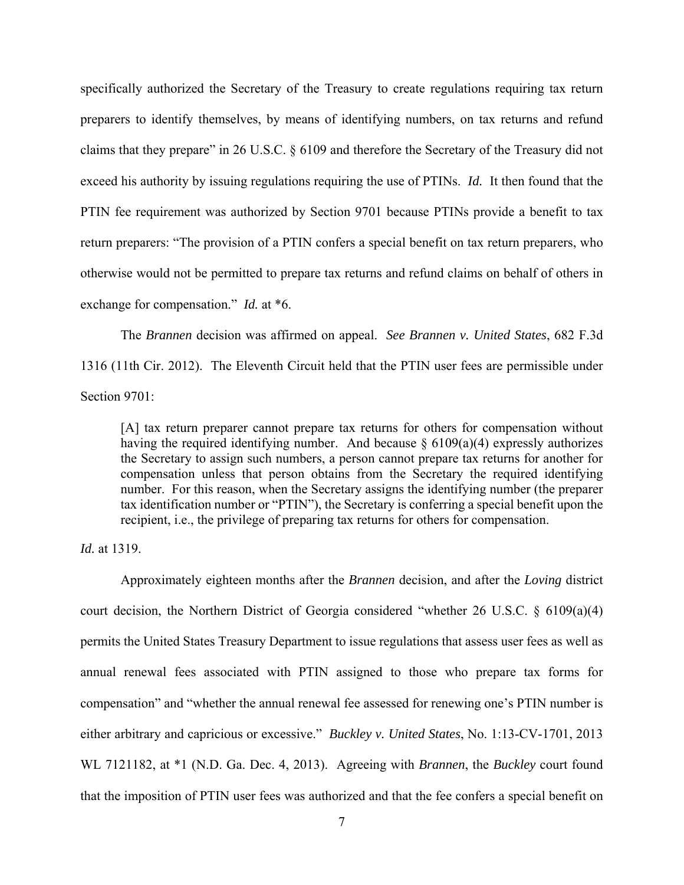specifically authorized the Secretary of the Treasury to create regulations requiring tax return preparers to identify themselves, by means of identifying numbers, on tax returns and refund claims that they prepare" in 26 U.S.C. § 6109 and therefore the Secretary of the Treasury did not exceed his authority by issuing regulations requiring the use of PTINs. *Id.* It then found that the PTIN fee requirement was authorized by Section 9701 because PTINs provide a benefit to tax return preparers: "The provision of a PTIN confers a special benefit on tax return preparers, who otherwise would not be permitted to prepare tax returns and refund claims on behalf of others in exchange for compensation." *Id.* at *6.

The *Brannen* decision was affirmed on appeal. *See Brannen v. United States*, 682 F.3d 1316 (11th Cir. 2012). The Eleventh Circuit held that the PTIN user fees are permissible under Section 9701:

> [A] tax return preparer cannot prepare tax returns for others for compensation without having the required identifying number. And because § 6109(a)(4) expressly authorizes the Secretary to assign such numbers, a person cannot prepare tax returns for another for compensation unless that person obtains from the Secretary the required identifying number. For this reason, when the Secretary assigns the identifying number (the preparer tax identification number or "PTIN"), the Secretary is conferring a special benefit upon the recipient, i.e., the privilege of preparing tax returns for others for compensation.

*Id.* at 1319.

Approximately eighteen months after the *Brannen* decision, and after the *Loving* district court decision, the Northern District of Georgia considered "whether 26 U.S.C. § 6109(a)(4) permits the United States Treasury Department to issue regulations that assess user fees as well as annual renewal fees associated with PTIN assigned to those who prepare tax forms for compensation" and "whether the annual renewal fee assessed for renewing one's PTIN number is either arbitrary and capricious or excessive." *Buckley v. United States*, No. 1:13-CV-1701, 2013 WL 7121182, at *1 (N.D. Ga. Dec. 4, 2013). Agreeing with *Brannen*, the *Buckley* court found that the imposition of PTIN user fees was authorized and that the fee confers a special benefit on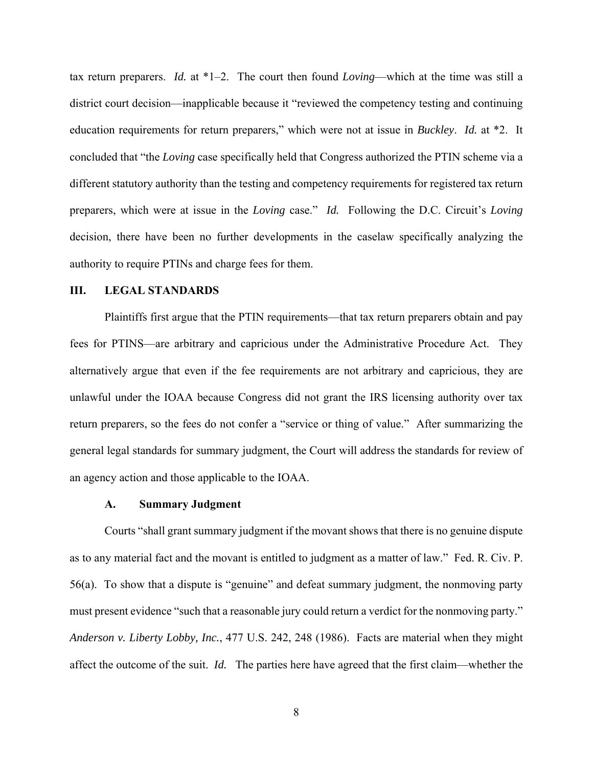tax return preparers. *Id.* at *1–2. The court then found *Loving*—which at the time was still a district court decision—inapplicable because it "reviewed the competency testing and continuing education requirements for return preparers," which were not at issue in *Buckley*. *Id.* at *2. It concluded that "the *Loving* case specifically held that Congress authorized the PTIN scheme via a different statutory authority than the testing and competency requirements for registered tax return preparers, which were at issue in the *Loving* case." *Id.* Following the D.C. Circuit's *Loving* decision, there have been no further developments in the caselaw specifically analyzing the authority to require PTINs and charge fees for them.

## III. LEGAL STANDARDS

Plaintiffs first argue that the PTIN requirements—that tax return preparers obtain and pay fees for PTINS—are arbitrary and capricious under the Administrative Procedure Act. They alternatively argue that even if the fee requirements are not arbitrary and capricious, they are unlawful under the IOAA because Congress did not grant the IRS licensing authority over tax return preparers, so the fees do not confer a "service or thing of value." After summarizing the general legal standards for summary judgment, the Court will address the standards for review of an agency action and those applicable to the IOAA.

### A. Summary Judgment

Courts "shall grant summary judgment if the movant shows that there is no genuine dispute as to any material fact and the movant is entitled to judgment as a matter of law." Fed. R. Civ. P. 56(a). To show that a dispute is "genuine" and defeat summary judgment, the nonmoving party must present evidence "such that a reasonable jury could return a verdict for the nonmoving party." *Anderson v. Liberty Lobby, Inc.*, 477 U.S. 242, 248 (1986). Facts are material when they might affect the outcome of the suit. *Id.* The parties here have agreed that the first claim—whether the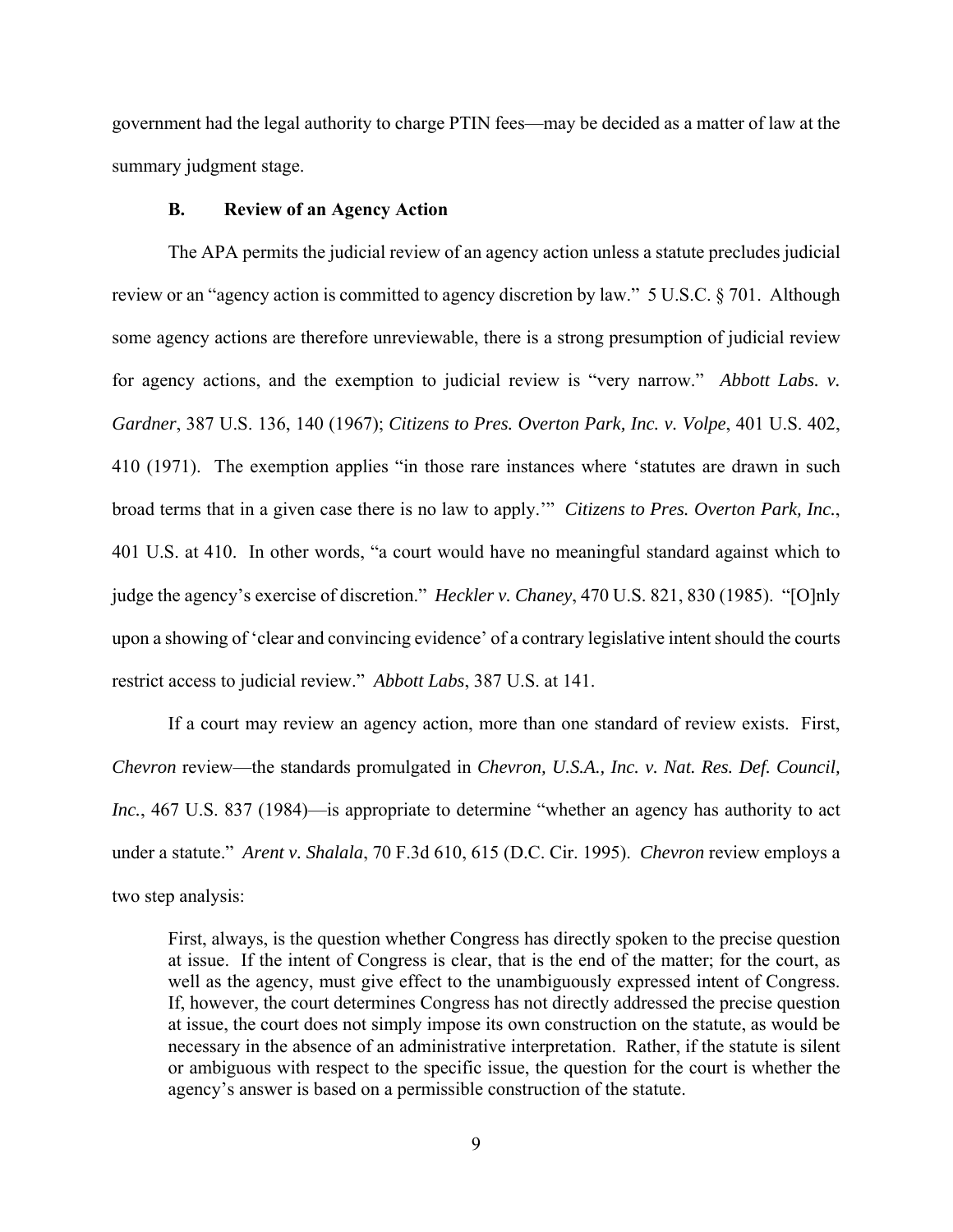government had the legal authority to charge PTIN fees—may be decided as a matter of law at the summary judgment stage.

### B. Review of an Agency Action

The APA permits the judicial review of an agency action unless a statute precludes judicial review or an "agency action is committed to agency discretion by law." 5 U.S.C. § 701. Although some agency actions are therefore unreviewable, there is a strong presumption of judicial review for agency actions, and the exemption to judicial review is "very narrow." *Abbott Labs. v. Gardner*, 387 U.S. 136, 140 (1967); *Citizens to Pres. Overton Park, Inc. v. Volpe*, 401 U.S. 402, 410 (1971). The exemption applies "in those rare instances where 'statutes are drawn in such broad terms that in a given case there is no law to apply.'" *Citizens to Pres. Overton Park, Inc.*, 401 U.S. at 410. In other words, "a court would have no meaningful standard against which to judge the agency's exercise of discretion." *Heckler v. Chaney*, 470 U.S. 821, 830 (1985). "[O]nly upon a showing of 'clear and convincing evidence' of a contrary legislative intent should the courts restrict access to judicial review." *Abbott Labs*, 387 U.S. at 141.

If a court may review an agency action, more than one standard of review exists. First, *Chevron* review—the standards promulgated in *Chevron, U.S.A., Inc. v. Nat. Res. Def. Council, Inc.*, 467 U.S. 837 (1984)—is appropriate to determine "whether an agency has authority to act under a statute." *Arent v. Shalala*, 70 F.3d 610, 615 (D.C. Cir. 1995). *Chevron* review employs a two step analysis:

> First, always, is the question whether Congress has directly spoken to the precise question at issue. If the intent of Congress is clear, that is the end of the matter; for the court, as well as the agency, must give effect to the unambiguously expressed intent of Congress. If, however, the court determines Congress has not directly addressed the precise question at issue, the court does not simply impose its own construction on the statute, as would be necessary in the absence of an administrative interpretation. Rather, if the statute is silent or ambiguous with respect to the specific issue, the question for the court is whether the agency's answer is based on a permissible construction of the statute.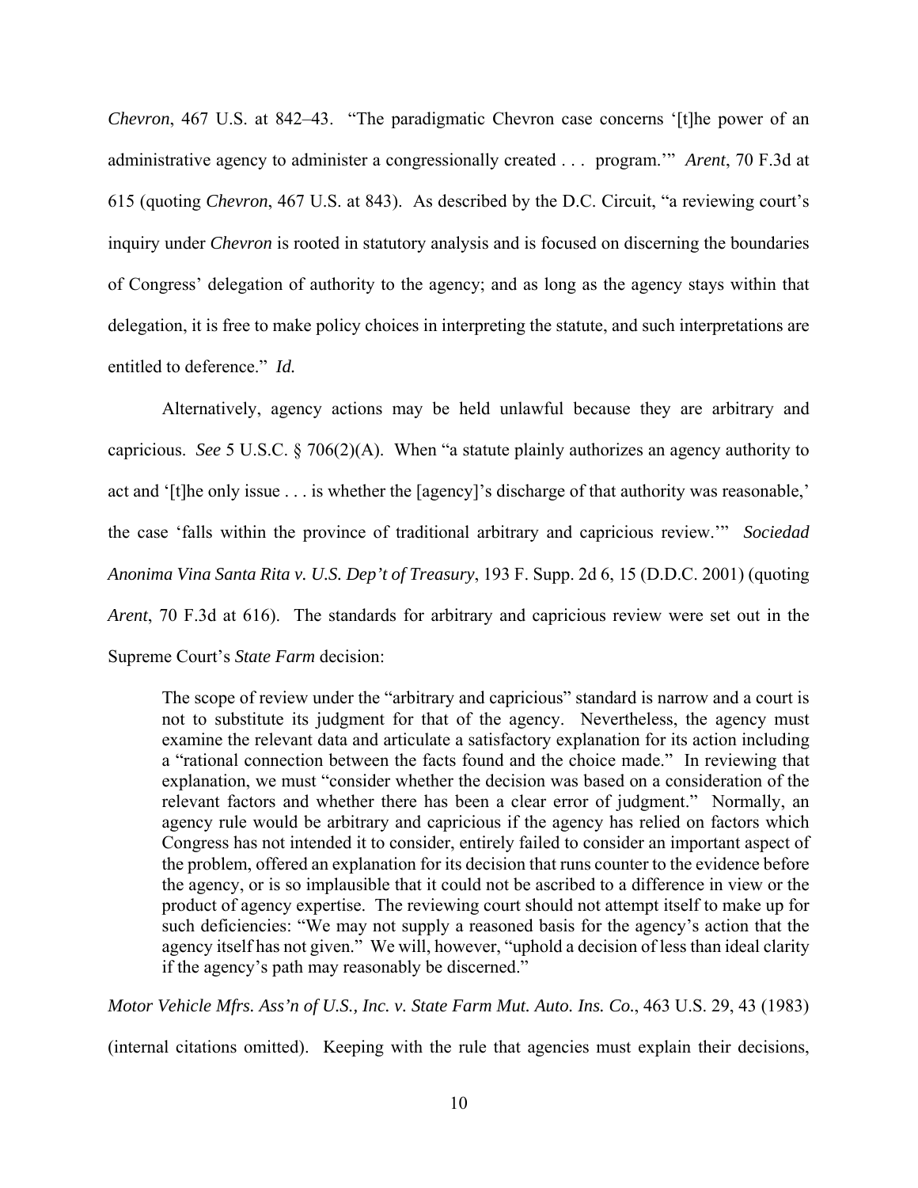*Chevron*, 467 U.S. at 842–43. "The paradigmatic Chevron case concerns '[t]he power of an administrative agency to administer a congressionally created . . . program.'" *Arent*, 70 F.3d at 615 (quoting *Chevron*, 467 U.S. at 843). As described by the D.C. Circuit, "a reviewing court's inquiry under *Chevron* is rooted in statutory analysis and is focused on discerning the boundaries of Congress' delegation of authority to the agency; and as long as the agency stays within that delegation, it is free to make policy choices in interpreting the statute, and such interpretations are entitled to deference." *Id.*

Alternatively, agency actions may be held unlawful because they are arbitrary and capricious. *See* 5 U.S.C. § 706(2)(A). When "a statute plainly authorizes an agency authority to act and '[t]he only issue . . . is whether the [agency]'s discharge of that authority was reasonable,' the case 'falls within the province of traditional arbitrary and capricious review.'" *Sociedad Anonima Vina Santa Rita v. U.S. Dep't of Treasury*, 193 F. Supp. 2d 6, 15 (D.D.C. 2001) (quoting *Arent*, 70 F.3d at 616). The standards for arbitrary and capricious review were set out in the Supreme Court's *State Farm* decision:

> The scope of review under the "arbitrary and capricious" standard is narrow and a court is not to substitute its judgment for that of the agency. Nevertheless, the agency must examine the relevant data and articulate a satisfactory explanation for its action including a "rational connection between the facts found and the choice made." In reviewing that explanation, we must "consider whether the decision was based on a consideration of the relevant factors and whether there has been a clear error of judgment." Normally, an agency rule would be arbitrary and capricious if the agency has relied on factors which Congress has not intended it to consider, entirely failed to consider an important aspect of the problem, offered an explanation for its decision that runs counter to the evidence before the agency, or is so implausible that it could not be ascribed to a difference in view or the product of agency expertise. The reviewing court should not attempt itself to make up for such deficiencies: "We may not supply a reasoned basis for the agency's action that the agency itself has not given." We will, however, "uphold a decision of less than ideal clarity if the agency's path may reasonably be discerned."

*Motor Vehicle Mfrs. Ass'n of U.S., Inc. v. State Farm Mut. Auto. Ins. Co.*, 463 U.S. 29, 43 (1983) (internal citations omitted). Keeping with the rule that agencies must explain their decisions,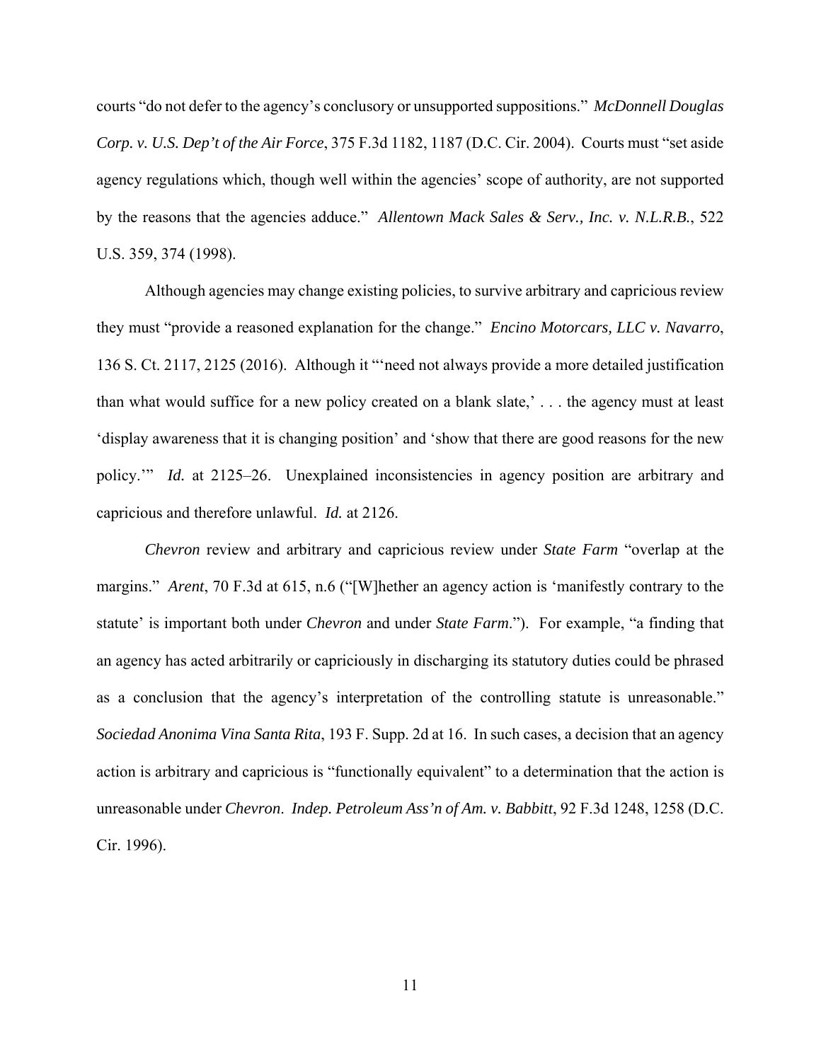courts "do not defer to the agency's conclusory or unsupported suppositions." *McDonnell Douglas Corp. v. U.S. Dep't of the Air Force*, 375 F.3d 1182, 1187 (D.C. Cir. 2004). Courts must "set aside agency regulations which, though well within the agencies' scope of authority, are not supported by the reasons that the agencies adduce." *Allentown Mack Sales & Serv., Inc. v. N.L.R.B.*, 522 U.S. 359, 374 (1998).

Although agencies may change existing policies, to survive arbitrary and capricious review they must "provide a reasoned explanation for the change." *Encino Motorcars, LLC v. Navarro*, 136 S. Ct. 2117, 2125 (2016). Although it "'need not always provide a more detailed justification than what would suffice for a new policy created on a blank slate,' . . . the agency must at least 'display awareness that it is changing position' and 'show that there are good reasons for the new policy.'" *Id.* at 2125–26. Unexplained inconsistencies in agency position are arbitrary and capricious and therefore unlawful. *Id.* at 2126.

*Chevron* review and arbitrary and capricious review under *State Farm* "overlap at the margins." *Arent*, 70 F.3d at 615, n.6 ("[W]hether an agency action is 'manifestly contrary to the statute' is important both under *Chevron* and under *State Farm*."). For example, "a finding that an agency has acted arbitrarily or capriciously in discharging its statutory duties could be phrased as a conclusion that the agency's interpretation of the controlling statute is unreasonable." *Sociedad Anonima Vina Santa Rita*, 193 F. Supp. 2d at 16. In such cases, a decision that an agency action is arbitrary and capricious is "functionally equivalent" to a determination that the action is unreasonable under *Chevron*. *Indep. Petroleum Ass'n of Am. v. Babbitt*, 92 F.3d 1248, 1258 (D.C. Cir. 1996).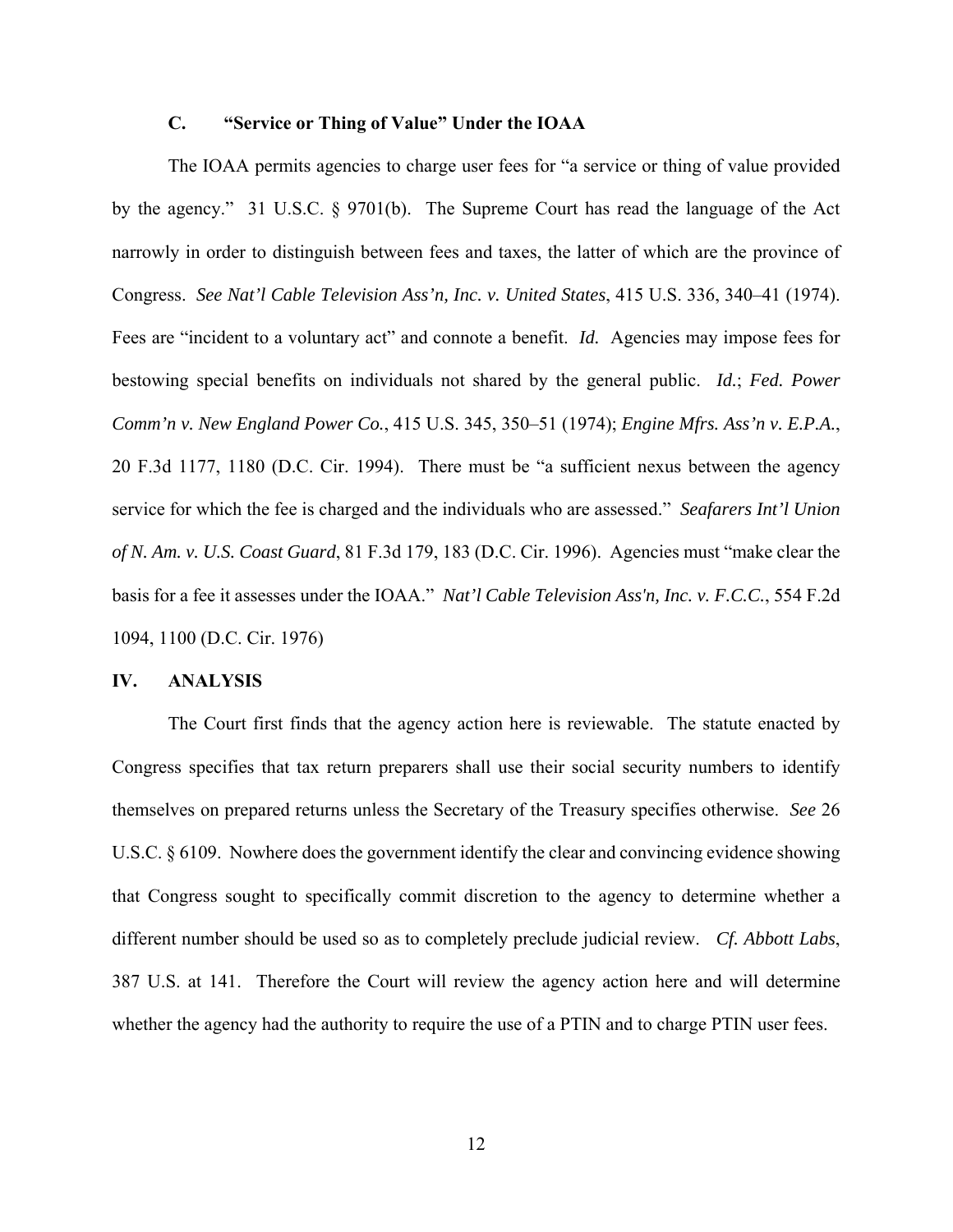### C. "Service or Thing of Value" Under the IOAA

The IOAA permits agencies to charge user fees for "a service or thing of value provided by the agency." 31 U.S.C. § 9701(b). The Supreme Court has read the language of the Act narrowly in order to distinguish between fees and taxes, the latter of which are the province of Congress. *See Nat'l Cable Television Ass'n, Inc. v. United States*, 415 U.S. 336, 340–41 (1974). Fees are "incident to a voluntary act" and connote a benefit. *Id.* Agencies may impose fees for bestowing special benefits on individuals not shared by the general public. *Id.*; *Fed. Power Comm'n v. New England Power Co.*, 415 U.S. 345, 350–51 (1974); *Engine Mfrs. Ass'n v. E.P.A.*, 20 F.3d 1177, 1180 (D.C. Cir. 1994). There must be "a sufficient nexus between the agency service for which the fee is charged and the individuals who are assessed." *Seafarers Int'l Union of N. Am. v. U.S. Coast Guard*, 81 F.3d 179, 183 (D.C. Cir. 1996). Agencies must "make clear the basis for a fee it assesses under the IOAA." *Nat'l Cable Television Ass'n, Inc. v. F.C.C.*, 554 F.2d 1094, 1100 (D.C. Cir. 1976)

## IV. ANALYSIS

The Court first finds that the agency action here is reviewable. The statute enacted by Congress specifies that tax return preparers shall use their social security numbers to identify themselves on prepared returns unless the Secretary of the Treasury specifies otherwise. *See* 26 U.S.C. § 6109. Nowhere does the government identify the clear and convincing evidence showing that Congress sought to specifically commit discretion to the agency to determine whether a different number should be used so as to completely preclude judicial review. *Cf. Abbott Labs*, 387 U.S. at 141. Therefore the Court will review the agency action here and will determine whether the agency had the authority to require the use of a PTIN and to charge PTIN user fees.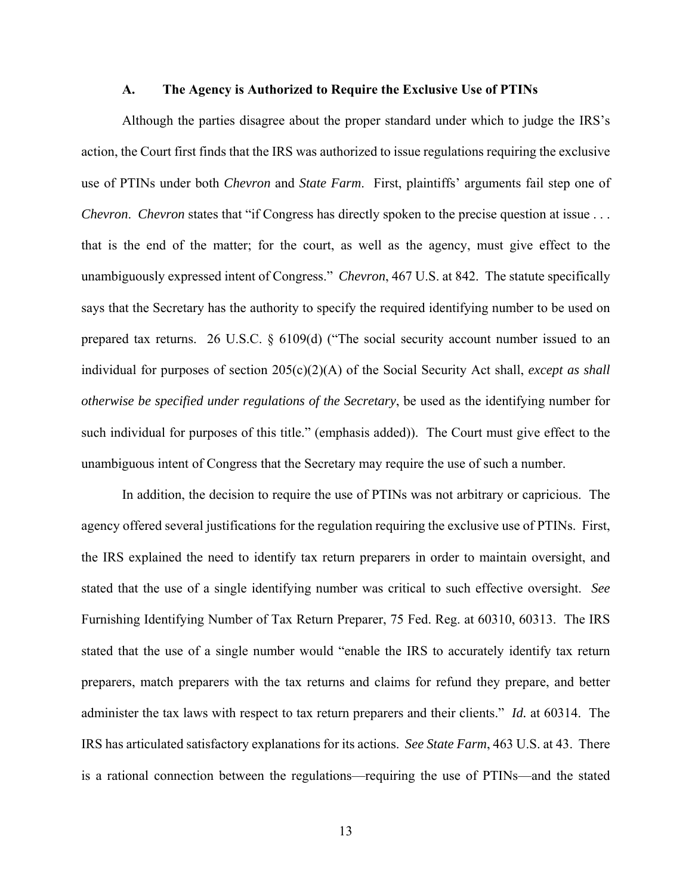### A. The Agency is Authorized to Require the Exclusive Use of PTINs

Although the parties disagree about the proper standard under which to judge the IRS's action, the Court first finds that the IRS was authorized to issue regulations requiring the exclusive use of PTINs under both *Chevron* and *State Farm*. First, plaintiffs' arguments fail step one of *Chevron*. *Chevron* states that "if Congress has directly spoken to the precise question at issue . . . that is the end of the matter; for the court, as well as the agency, must give effect to the unambiguously expressed intent of Congress." *Chevron*, 467 U.S. at 842. The statute specifically says that the Secretary has the authority to specify the required identifying number to be used on prepared tax returns. 26 U.S.C. § 6109(d) ("The social security account number issued to an individual for purposes of section 205(c)(2)(A) of the Social Security Act shall, *except as shall otherwise be specified under regulations of the Secretary*, be used as the identifying number for such individual for purposes of this title." (emphasis added)). The Court must give effect to the unambiguous intent of Congress that the Secretary may require the use of such a number.

In addition, the decision to require the use of PTINs was not arbitrary or capricious. The agency offered several justifications for the regulation requiring the exclusive use of PTINs. First, the IRS explained the need to identify tax return preparers in order to maintain oversight, and stated that the use of a single identifying number was critical to such effective oversight. *See* Furnishing Identifying Number of Tax Return Preparer, 75 Fed. Reg. at 60310, 60313. The IRS stated that the use of a single number would "enable the IRS to accurately identify tax return preparers, match preparers with the tax returns and claims for refund they prepare, and better administer the tax laws with respect to tax return preparers and their clients." *Id.* at 60314. The IRS has articulated satisfactory explanations for its actions. *See State Farm*, 463 U.S. at 43. There is a rational connection between the regulations—requiring the use of PTINs—and the stated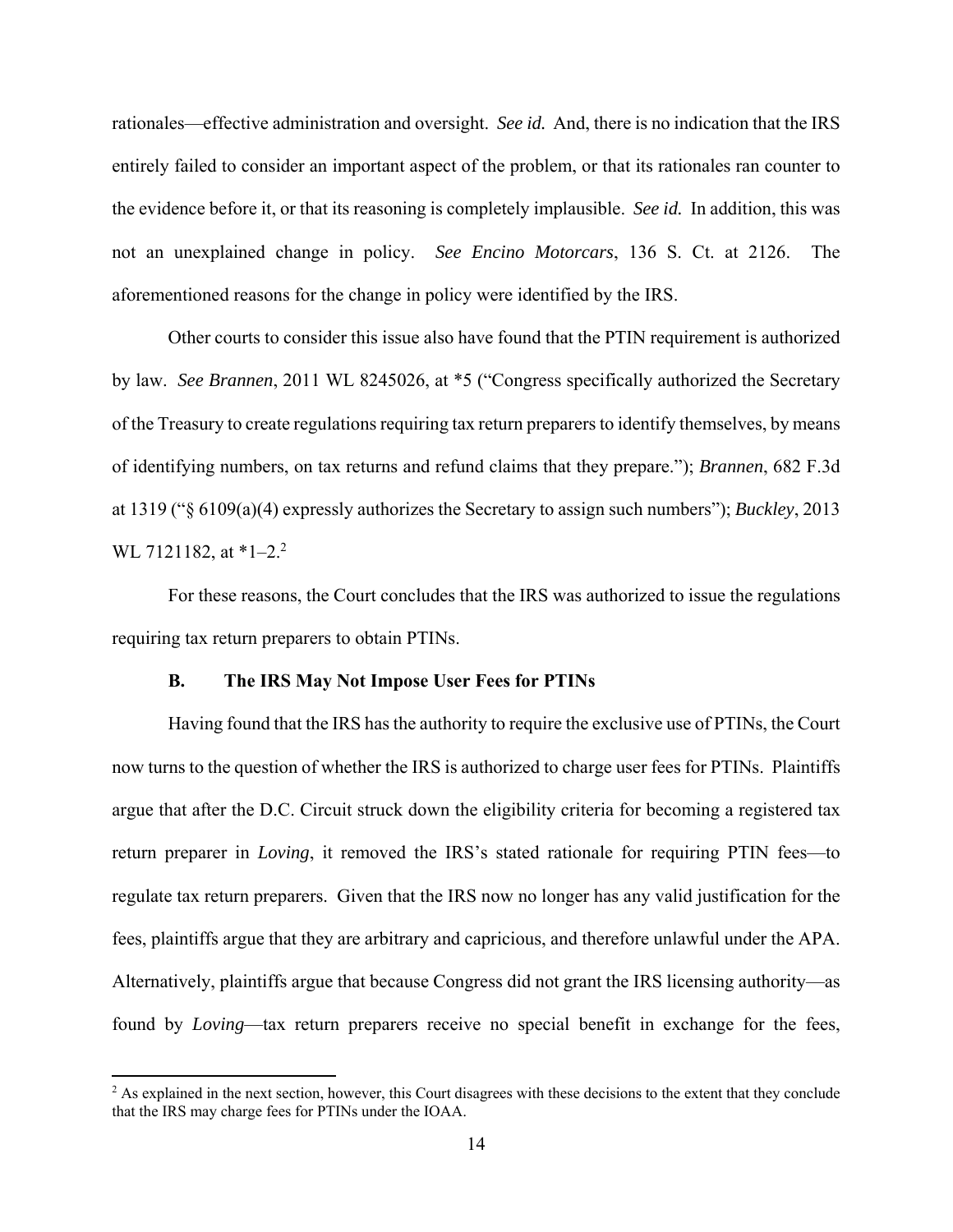rationales—effective administration and oversight. *See id.* And, there is no indication that the IRS entirely failed to consider an important aspect of the problem, or that its rationales ran counter to the evidence before it, or that its reasoning is completely implausible. *See id.* In addition, this was not an unexplained change in policy. *See Encino Motorcars*, 136 S. Ct. at 2126. The aforementioned reasons for the change in policy were identified by the IRS.

Other courts to consider this issue also have found that the PTIN requirement is authorized by law. *See Brannen*, 2011 WL 8245026, at *5 ("Congress specifically authorized the Secretary of the Treasury to create regulations requiring tax return preparers to identify themselves, by means of identifying numbers, on tax returns and refund claims that they prepare."); *Brannen*, 682 F.3d at 1319 ("§ 6109(a)(4) expressly authorizes the Secretary to assign such numbers"); *Buckley*, 2013 WL 7121182, at *1–2.[2]

For these reasons, the Court concludes that the IRS was authorized to issue the regulations requiring tax return preparers to obtain PTINs.

### B. The IRS May Not Impose User Fees for PTINs

Having found that the IRS has the authority to require the exclusive use of PTINs, the Court now turns to the question of whether the IRS is authorized to charge user fees for PTINs. Plaintiffs argue that after the D.C. Circuit struck down the eligibility criteria for becoming a registered tax return preparer in *Loving*, it removed the IRS's stated rationale for requiring PTIN fees—to regulate tax return preparers. Given that the IRS now no longer has any valid justification for the fees, plaintiffs argue that they are arbitrary and capricious, and therefore unlawful under the APA. Alternatively, plaintiffs argue that because Congress did not grant the IRS licensing authority—as found by *Loving*—tax return preparers receive no special benefit in exchange for the fees,

[2] As explained in the next section, however, this Court disagrees with these decisions to the extent that they conclude that the IRS may charge fees for PTINs under the IOAA.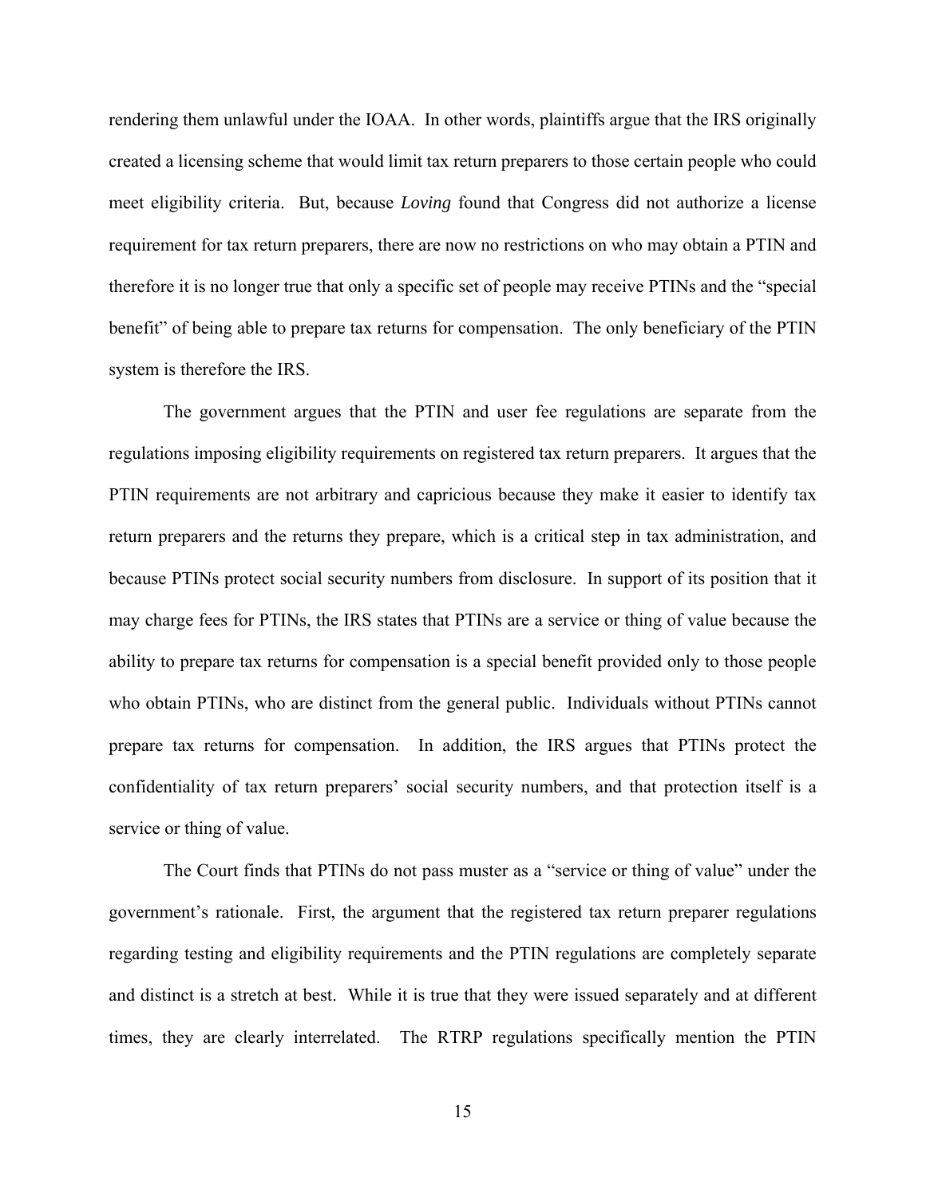rendering them unlawful under the IOAA. In other words, plaintiffs argue that the IRS originally created a licensing scheme that would limit tax return preparers to those certain people who could meet eligibility criteria. But, because *Loving* found that Congress did not authorize a license requirement for tax return preparers, there are now no restrictions on who may obtain a PTIN and therefore it is no longer true that only a specific set of people may receive PTINs and the "special benefit" of being able to prepare tax returns for compensation. The only beneficiary of the PTIN system is therefore the IRS.

The government argues that the PTIN and user fee regulations are separate from the regulations imposing eligibility requirements on registered tax return preparers. It argues that the PTIN requirements are not arbitrary and capricious because they make it easier to identify tax return preparers and the returns they prepare, which is a critical step in tax administration, and because PTINs protect social security numbers from disclosure. In support of its position that it may charge fees for PTINs, the IRS states that PTINs are a service or thing of value because the ability to prepare tax returns for compensation is a special benefit provided only to those people who obtain PTINs, who are distinct from the general public. Individuals without PTINs cannot prepare tax returns for compensation. In addition, the IRS argues that PTINs protect the confidentiality of tax return preparers' social security numbers, and that protection itself is a service or thing of value.

The Court finds that PTINs do not pass muster as a "service or thing of value" under the government's rationale. First, the argument that the registered tax return preparer regulations regarding testing and eligibility requirements and the PTIN regulations are completely separate and distinct is a stretch at best. While it is true that they were issued separately and at different times, they are clearly interrelated. The RTRP regulations specifically mention the PTIN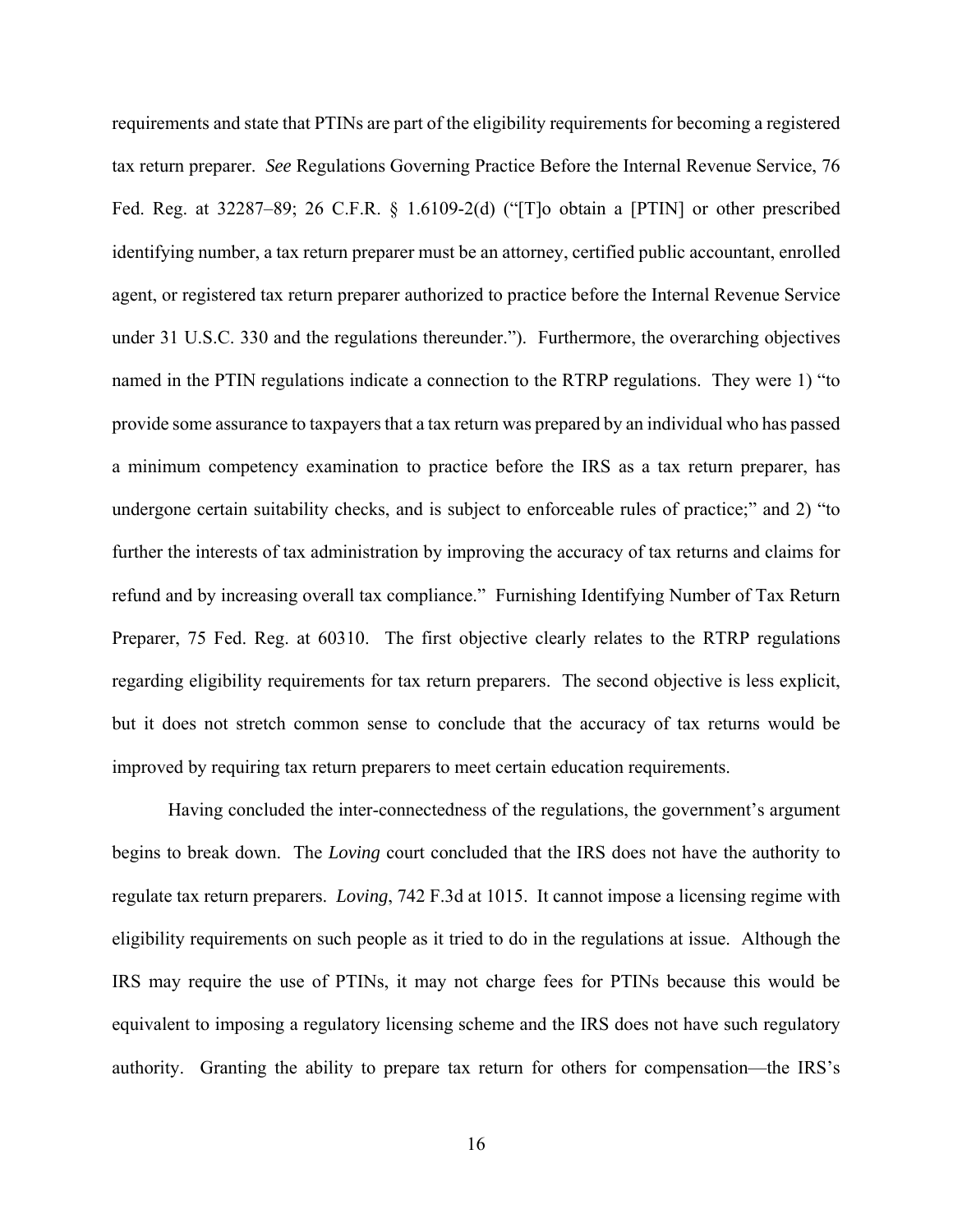requirements and state that PTINs are part of the eligibility requirements for becoming a registered tax return preparer. *See* Regulations Governing Practice Before the Internal Revenue Service, 76 Fed. Reg. at 32287–89; 26 C.F.R. § 1.6109-2(d) ("[T]o obtain a [PTIN] or other prescribed identifying number, a tax return preparer must be an attorney, certified public accountant, enrolled agent, or registered tax return preparer authorized to practice before the Internal Revenue Service under 31 U.S.C. 330 and the regulations thereunder."). Furthermore, the overarching objectives named in the PTIN regulations indicate a connection to the RTRP regulations. They were 1) "to provide some assurance to taxpayers that a tax return was prepared by an individual who has passed a minimum competency examination to practice before the IRS as a tax return preparer, has undergone certain suitability checks, and is subject to enforceable rules of practice;" and 2) "to further the interests of tax administration by improving the accuracy of tax returns and claims for refund and by increasing overall tax compliance." Furnishing Identifying Number of Tax Return Preparer, 75 Fed. Reg. at 60310. The first objective clearly relates to the RTRP regulations regarding eligibility requirements for tax return preparers. The second objective is less explicit, but it does not stretch common sense to conclude that the accuracy of tax returns would be improved by requiring tax return preparers to meet certain education requirements.

Having concluded the inter-connectedness of the regulations, the government's argument begins to break down. The *Loving* court concluded that the IRS does not have the authority to regulate tax return preparers. *Loving*, 742 F.3d at 1015. It cannot impose a licensing regime with eligibility requirements on such people as it tried to do in the regulations at issue. Although the IRS may require the use of PTINs, it may not charge fees for PTINs because this would be equivalent to imposing a regulatory licensing scheme and the IRS does not have such regulatory authority. Granting the ability to prepare tax return for others for compensation—the IRS's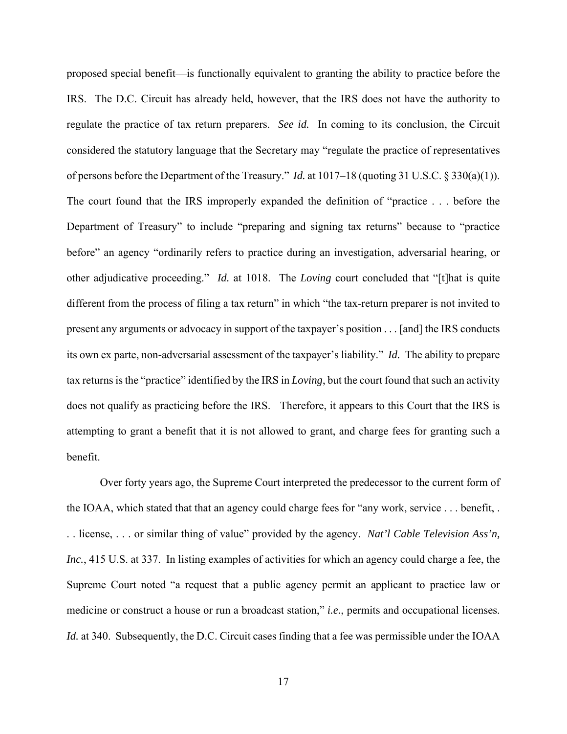proposed special benefit—is functionally equivalent to granting the ability to practice before the IRS. The D.C. Circuit has already held, however, that the IRS does not have the authority to regulate the practice of tax return preparers. *See id.* In coming to its conclusion, the Circuit considered the statutory language that the Secretary may "regulate the practice of representatives of persons before the Department of the Treasury." *Id.* at 1017–18 (quoting 31 U.S.C. § 330(a)(1)). The court found that the IRS improperly expanded the definition of "practice . . . before the Department of Treasury" to include "preparing and signing tax returns" because to "practice before" an agency "ordinarily refers to practice during an investigation, adversarial hearing, or other adjudicative proceeding." *Id.* at 1018. The *Loving* court concluded that "[t]hat is quite different from the process of filing a tax return" in which "the tax-return preparer is not invited to present any arguments or advocacy in support of the taxpayer's position . . . [and] the IRS conducts its own ex parte, non-adversarial assessment of the taxpayer's liability." *Id.* The ability to prepare tax returns is the "practice" identified by the IRS in *Loving*, but the court found that such an activity does not qualify as practicing before the IRS. Therefore, it appears to this Court that the IRS is attempting to grant a benefit that it is not allowed to grant, and charge fees for granting such a benefit.

Over forty years ago, the Supreme Court interpreted the predecessor to the current form of the IOAA, which stated that that an agency could charge fees for "any work, service . . . benefit, . . . license, . . . or similar thing of value" provided by the agency. *Nat'l Cable Television Ass'n, Inc.*, 415 U.S. at 337. In listing examples of activities for which an agency could charge a fee, the Supreme Court noted "a request that a public agency permit an applicant to practice law or medicine or construct a house or run a broadcast station," *i.e.*, permits and occupational licenses. *Id.* at 340. Subsequently, the D.C. Circuit cases finding that a fee was permissible under the IOAA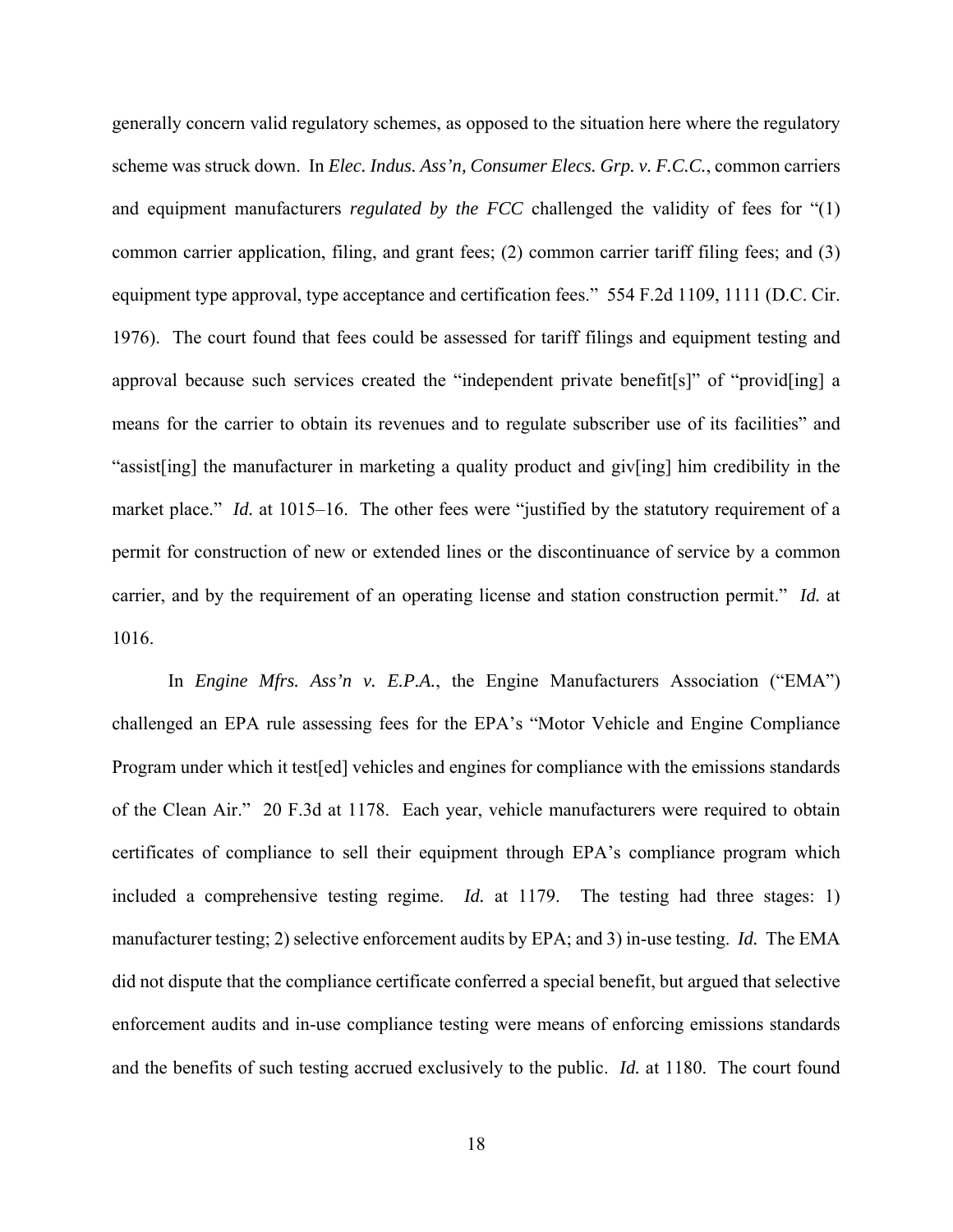generally concern valid regulatory schemes, as opposed to the situation here where the regulatory scheme was struck down. In *Elec. Indus. Ass'n, Consumer Elecs. Grp. v. F.C.C.*, common carriers and equipment manufacturers *regulated by the FCC* challenged the validity of fees for "(1) common carrier application, filing, and grant fees; (2) common carrier tariff filing fees; and (3) equipment type approval, type acceptance and certification fees." 554 F.2d 1109, 1111 (D.C. Cir. 1976). The court found that fees could be assessed for tariff filings and equipment testing and approval because such services created the "independent private benefit[s]" of "provid[ing] a means for the carrier to obtain its revenues and to regulate subscriber use of its facilities" and "assist[ing] the manufacturer in marketing a quality product and giv[ing] him credibility in the market place." *Id.* at 1015–16. The other fees were "justified by the statutory requirement of a permit for construction of new or extended lines or the discontinuance of service by a common carrier, and by the requirement of an operating license and station construction permit." *Id.* at 1016.

In *Engine Mfrs. Ass'n v. E.P.A.*, the Engine Manufacturers Association ("EMA") challenged an EPA rule assessing fees for the EPA's "Motor Vehicle and Engine Compliance Program under which it test[ed] vehicles and engines for compliance with the emissions standards of the Clean Air." 20 F.3d at 1178. Each year, vehicle manufacturers were required to obtain certificates of compliance to sell their equipment through EPA's compliance program which included a comprehensive testing regime. *Id.* at 1179. The testing had three stages: 1) manufacturer testing; 2) selective enforcement audits by EPA; and 3) in-use testing. *Id.* The EMA did not dispute that the compliance certificate conferred a special benefit, but argued that selective enforcement audits and in-use compliance testing were means of enforcing emissions standards and the benefits of such testing accrued exclusively to the public. *Id.* at 1180. The court found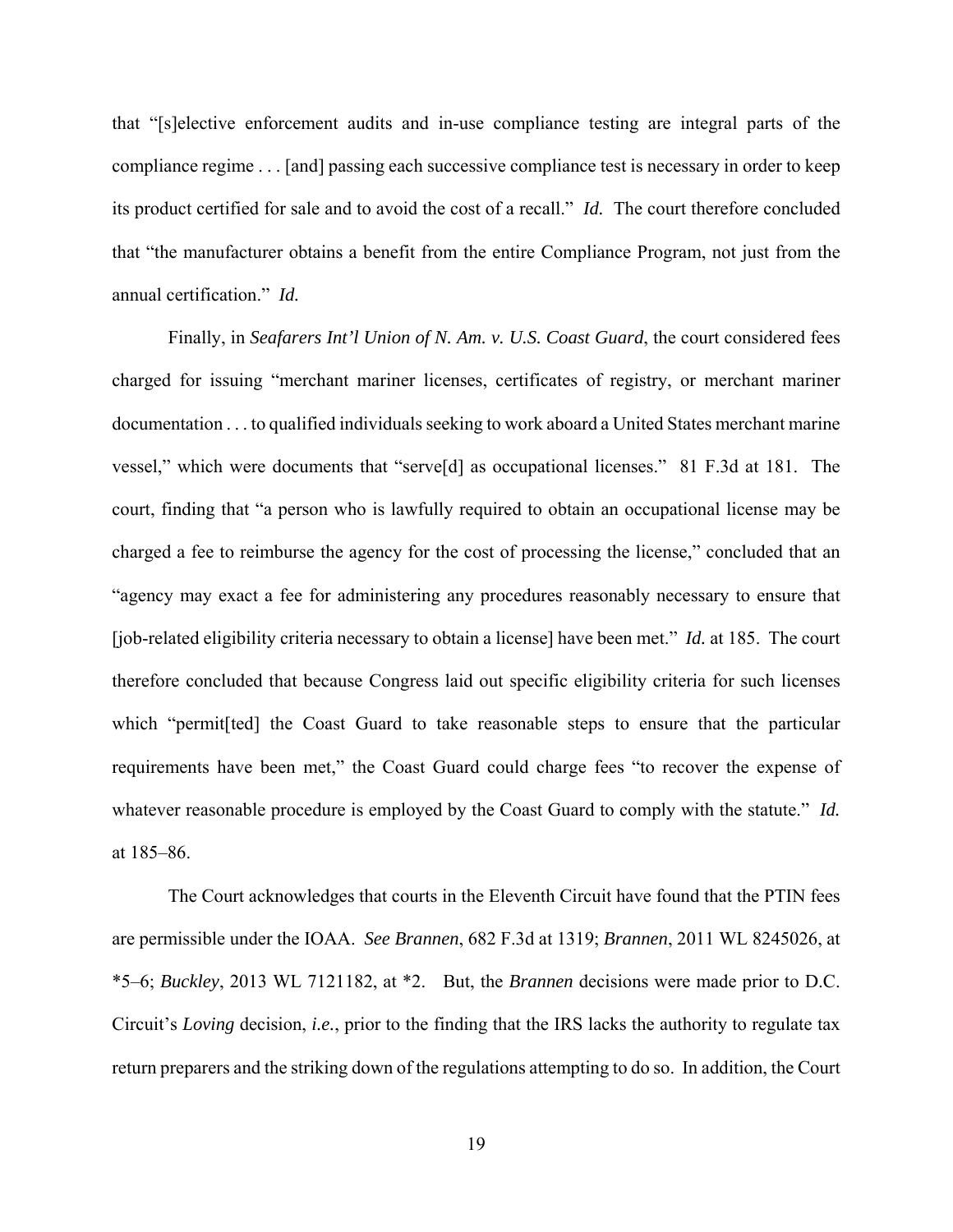that "[s]elective enforcement audits and in-use compliance testing are integral parts of the compliance regime . . . [and] passing each successive compliance test is necessary in order to keep its product certified for sale and to avoid the cost of a recall." *Id.* The court therefore concluded that "the manufacturer obtains a benefit from the entire Compliance Program, not just from the annual certification." *Id.*

Finally, in *Seafarers Int'l Union of N. Am. v. U.S. Coast Guard*, the court considered fees charged for issuing "merchant mariner licenses, certificates of registry, or merchant mariner documentation . . . to qualified individuals seeking to work aboard a United States merchant marine vessel," which were documents that "serve[d] as occupational licenses." 81 F.3d at 181. The court, finding that "a person who is lawfully required to obtain an occupational license may be charged a fee to reimburse the agency for the cost of processing the license," concluded that an "agency may exact a fee for administering any procedures reasonably necessary to ensure that [job-related eligibility criteria necessary to obtain a license] have been met." *Id.* at 185. The court therefore concluded that because Congress laid out specific eligibility criteria for such licenses which "permit[ted] the Coast Guard to take reasonable steps to ensure that the particular requirements have been met," the Coast Guard could charge fees "to recover the expense of whatever reasonable procedure is employed by the Coast Guard to comply with the statute." *Id.* at 185–86.

The Court acknowledges that courts in the Eleventh Circuit have found that the PTIN fees are permissible under the IOAA. *See Brannen*, 682 F.3d at 1319; *Brannen*, 2011 WL 8245026, at *5–6; *Buckley*, 2013 WL 7121182, at *2. But, the *Brannen* decisions were made prior to D.C. Circuit's *Loving* decision, *i.e.*, prior to the finding that the IRS lacks the authority to regulate tax return preparers and the striking down of the regulations attempting to do so. In addition, the Court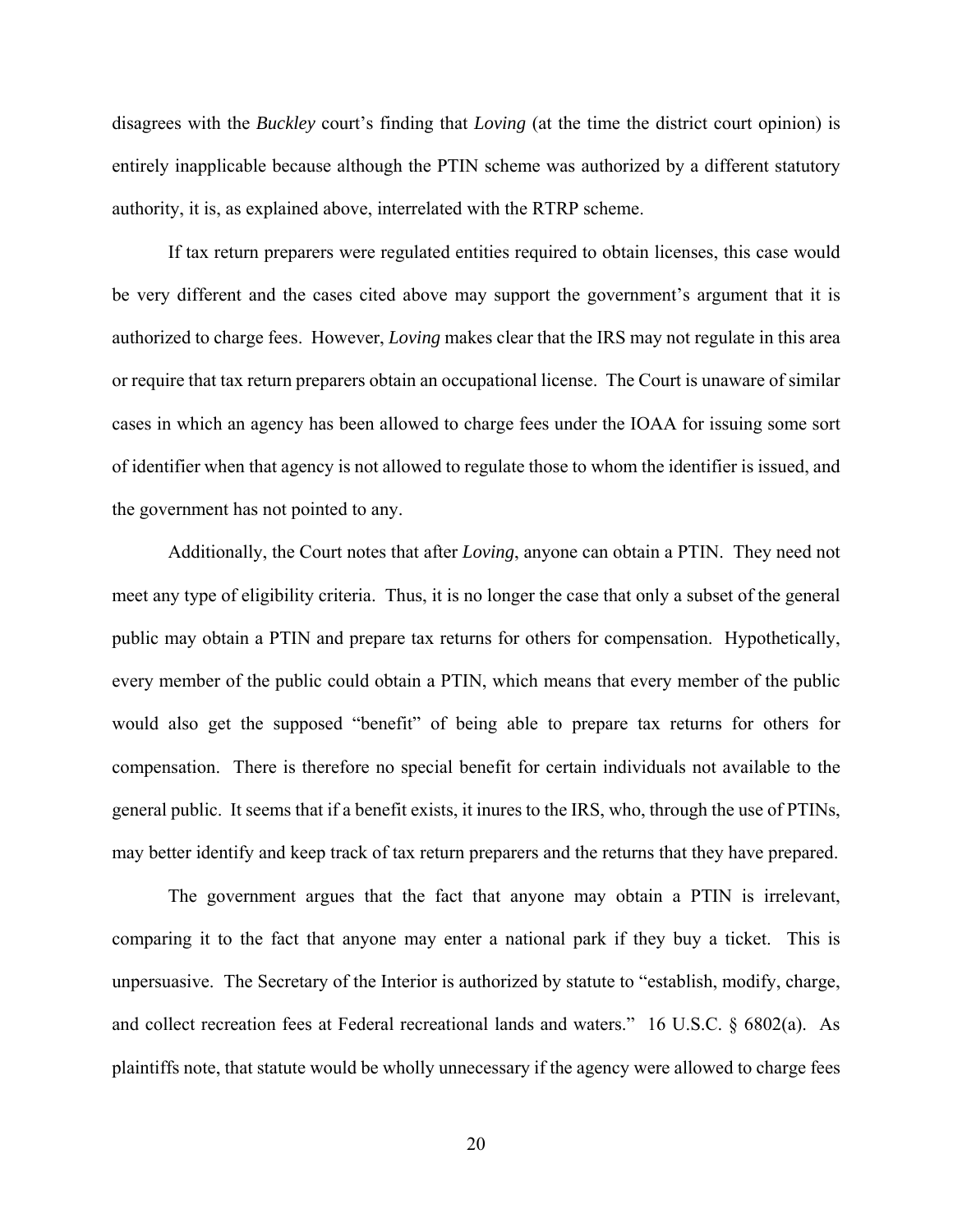disagrees with the *Buckley* court's finding that *Loving* (at the time the district court opinion) is entirely inapplicable because although the PTIN scheme was authorized by a different statutory authority, it is, as explained above, interrelated with the RTRP scheme.

If tax return preparers were regulated entities required to obtain licenses, this case would be very different and the cases cited above may support the government's argument that it is authorized to charge fees. However, *Loving* makes clear that the IRS may not regulate in this area or require that tax return preparers obtain an occupational license. The Court is unaware of similar cases in which an agency has been allowed to charge fees under the IOAA for issuing some sort of identifier when that agency is not allowed to regulate those to whom the identifier is issued, and the government has not pointed to any.

Additionally, the Court notes that after *Loving*, anyone can obtain a PTIN. They need not meet any type of eligibility criteria. Thus, it is no longer the case that only a subset of the general public may obtain a PTIN and prepare tax returns for others for compensation. Hypothetically, every member of the public could obtain a PTIN, which means that every member of the public would also get the supposed "benefit" of being able to prepare tax returns for others for compensation. There is therefore no special benefit for certain individuals not available to the general public. It seems that if a benefit exists, it inures to the IRS, who, through the use of PTINs, may better identify and keep track of tax return preparers and the returns that they have prepared.

The government argues that the fact that anyone may obtain a PTIN is irrelevant, comparing it to the fact that anyone may enter a national park if they buy a ticket. This is unpersuasive. The Secretary of the Interior is authorized by statute to "establish, modify, charge, and collect recreation fees at Federal recreational lands and waters." 16 U.S.C. § 6802(a). As plaintiffs note, that statute would be wholly unnecessary if the agency were allowed to charge fees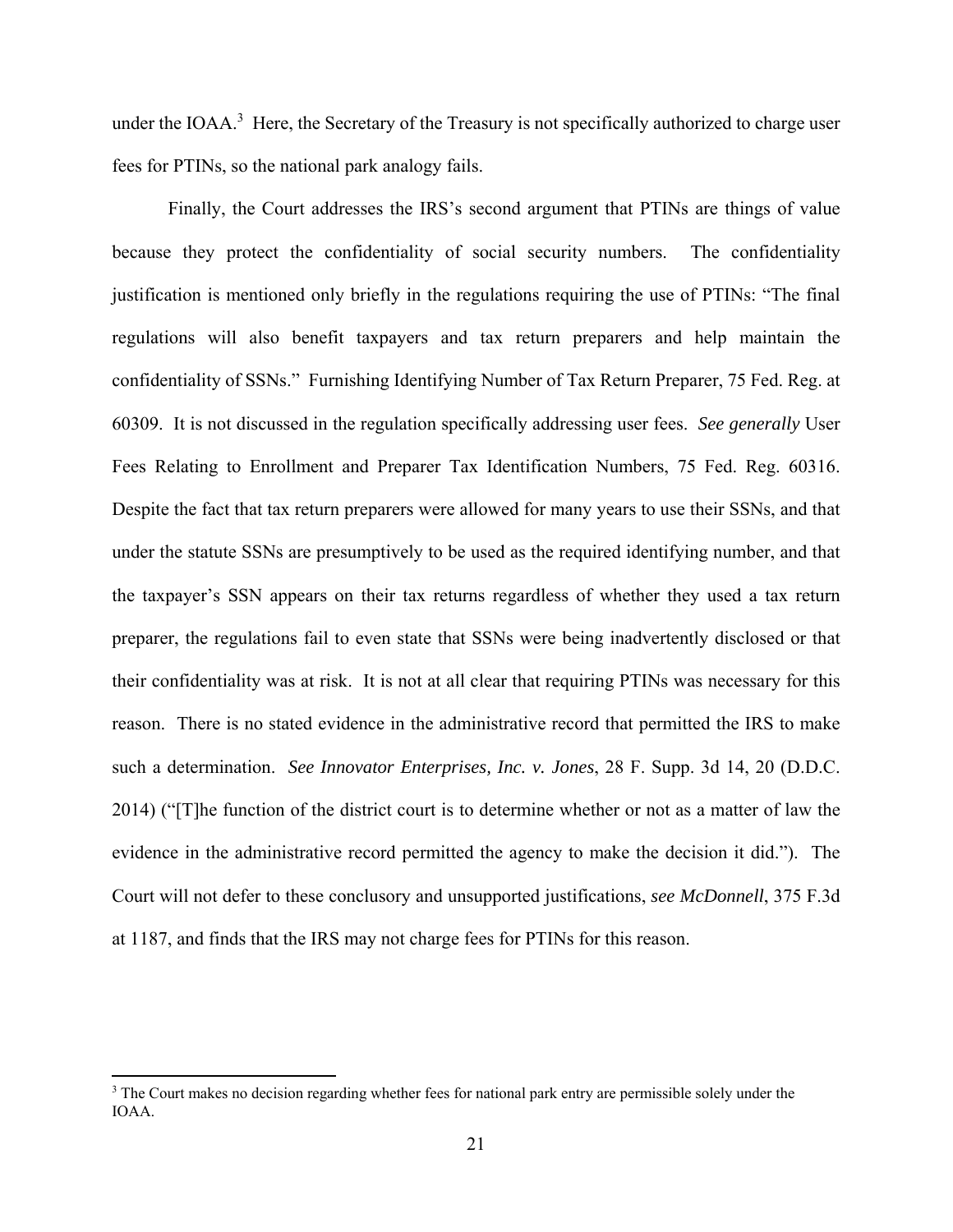under the IOAA.[3] Here, the Secretary of the Treasury is not specifically authorized to charge user fees for PTINs, so the national park analogy fails.

Finally, the Court addresses the IRS's second argument that PTINs are things of value because they protect the confidentiality of social security numbers. The confidentiality justification is mentioned only briefly in the regulations requiring the use of PTINs: "The final regulations will also benefit taxpayers and tax return preparers and help maintain the confidentiality of SSNs." Furnishing Identifying Number of Tax Return Preparer, 75 Fed. Reg. at 60309. It is not discussed in the regulation specifically addressing user fees. *See generally* User Fees Relating to Enrollment and Preparer Tax Identification Numbers, 75 Fed. Reg. 60316. Despite the fact that tax return preparers were allowed for many years to use their SSNs, and that under the statute SSNs are presumptively to be used as the required identifying number, and that the taxpayer's SSN appears on their tax returns regardless of whether they used a tax return preparer, the regulations fail to even state that SSNs were being inadvertently disclosed or that their confidentiality was at risk. It is not at all clear that requiring PTINs was necessary for this reason. There is no stated evidence in the administrative record that permitted the IRS to make such a determination. *See Innovator Enterprises, Inc. v. Jones*, 28 F. Supp. 3d 14, 20 (D.D.C. 2014) ("[T]he function of the district court is to determine whether or not as a matter of law the evidence in the administrative record permitted the agency to make the decision it did."). The Court will not defer to these conclusory and unsupported justifications, *see McDonnell*, 375 F.3d at 1187, and finds that the IRS may not charge fees for PTINs for this reason.

---

[3] The Court makes no decision regarding whether fees for national park entry are permissible solely under the IOAA.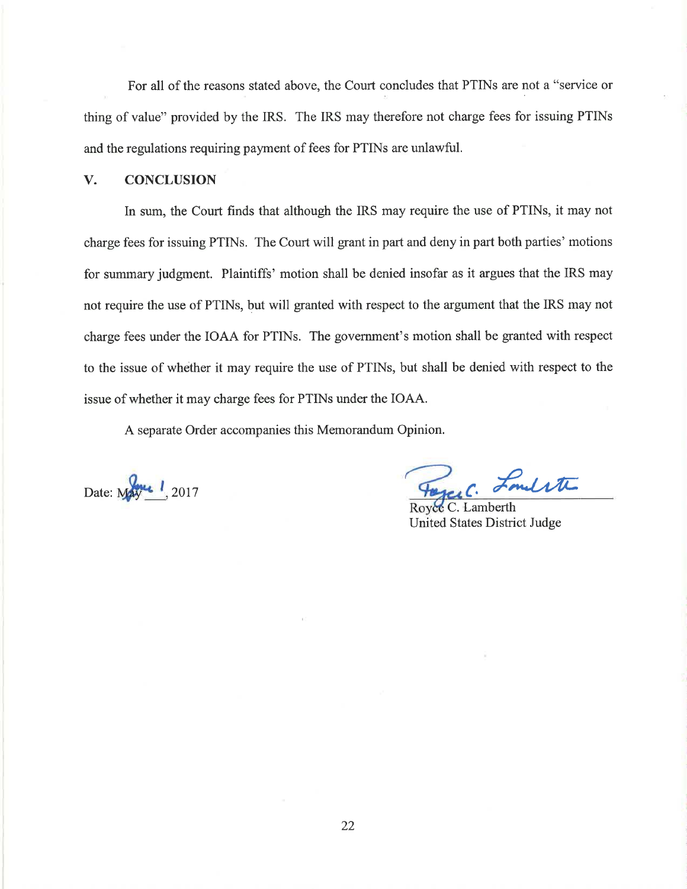For all of the reasons stated above, the Court concludes that PTINs are not a "service or thing of value" provided by the IRS. The IRS may therefore not charge fees for issuing PTINs and the regulations requiring payment of fees for PTINs are unlawful.

## V. CONCLUSION

In sum, the Court finds that although the IRS may require the use of PTINs, it may not charge fees for issuing PTINs. The Court will grant in part and deny in part both parties' motions for summary judgment. Plaintiffs' motion shall be denied insofar as it argues that the IRS may not require the use of PTINs, but will granted with respect to the argument that the IRS may not charge fees under the IOAA for PTINs. The government's motion shall be granted with respect to the issue of whether it may require the use of PTINs, but shall be denied with respect to the issue of whether it may charge fees for PTINs under the IOAA.

A separate Order accompanies this Memorandum Opinion.

Date: ~~May~~ June 1, 2017

Royce C. Lamberth
United States District Judge